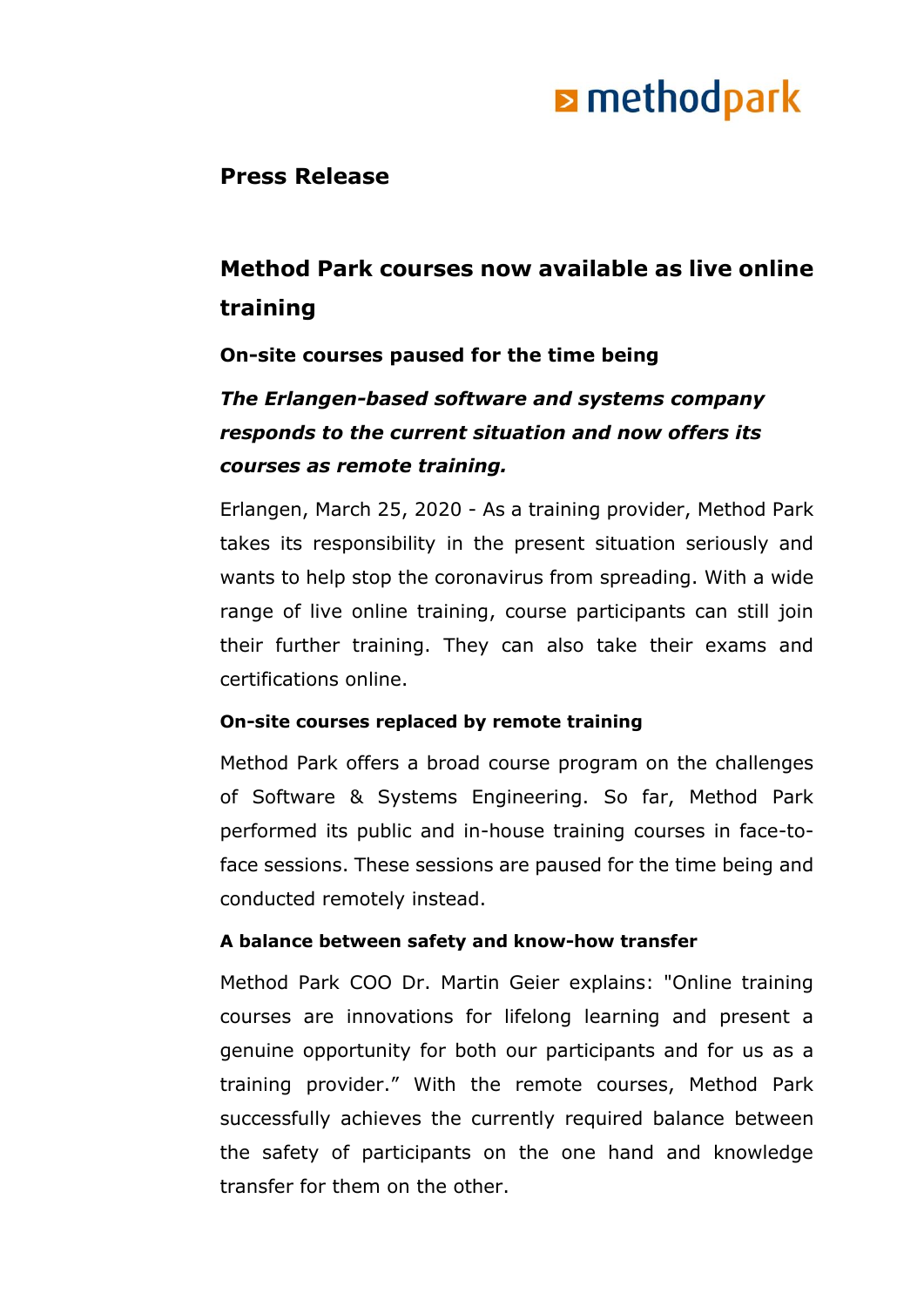methodpark

**Press Release**

# Method Park courses now available as live online training

### On-site courses paused for the time being

***The Erlangen-based software and systems company responds to the current situation and now offers its courses as remote training.***

Erlangen, March 25, 2020 - As a training provider, Method Park takes its responsibility in the present situation seriously and wants to help stop the coronavirus from spreading. With a wide range of live online training, course participants can still join their further training. They can also take their exams and certifications online.

**On-site courses replaced by remote training**

Method Park offers a broad course program on the challenges of Software & Systems Engineering. So far, Method Park performed its public and in-house training courses in face-to-face sessions. These sessions are paused for the time being and conducted remotely instead.

**A balance between safety and know-how transfer**

Method Park COO Dr. Martin Geier explains: "Online training courses are innovations for lifelong learning and present a genuine opportunity for both our participants and for us as a training provider." With the remote courses, Method Park successfully achieves the currently required balance between the safety of participants on the one hand and knowledge transfer for them on the other.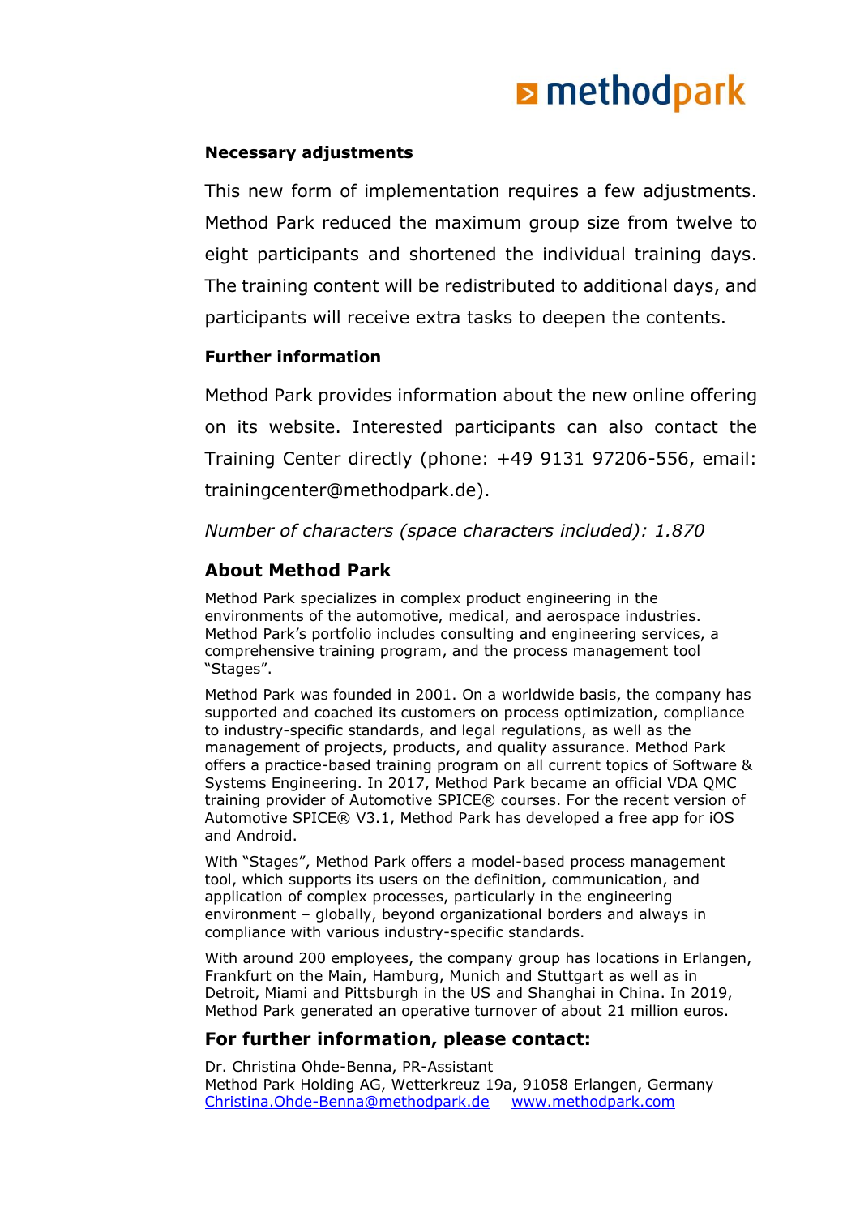### Necessary adjustments

This new form of implementation requires a few adjustments. Method Park reduced the maximum group size from twelve to eight participants and shortened the individual training days. The training content will be redistributed to additional days, and participants will receive extra tasks to deepen the contents.

### Further information

Method Park provides information about the new online offering on its website. Interested participants can also contact the Training Center directly (phone: +49 9131 97206-556, email: trainingcenter@methodpark.de).

*Number of characters (space characters included): 1.870*

## About Method Park

Method Park specializes in complex product engineering in the environments of the automotive, medical, and aerospace industries. Method Park's portfolio includes consulting and engineering services, a comprehensive training program, and the process management tool "Stages".

Method Park was founded in 2001. On a worldwide basis, the company has supported and coached its customers on process optimization, compliance to industry-specific standards, and legal regulations, as well as the management of projects, products, and quality assurance. Method Park offers a practice-based training program on all current topics of Software & Systems Engineering. In 2017, Method Park became an official VDA QMC training provider of Automotive SPICE® courses. For the recent version of Automotive SPICE® V3.1, Method Park has developed a free app for iOS and Android.

With "Stages", Method Park offers a model-based process management tool, which supports its users on the definition, communication, and application of complex processes, particularly in the engineering environment – globally, beyond organizational borders and always in compliance with various industry-specific standards.

With around 200 employees, the company group has locations in Erlangen, Frankfurt on the Main, Hamburg, Munich and Stuttgart as well as in Detroit, Miami and Pittsburgh in the US and Shanghai in China. In 2019, Method Park generated an operative turnover of about 21 million euros.

## For further information, please contact:

Dr. Christina Ohde-Benna, PR-Assistant
Method Park Holding AG, Wetterkreuz 19a, 91058 Erlangen, Germany
Christina.Ohde-Benna@methodpark.de www.methodpark.com